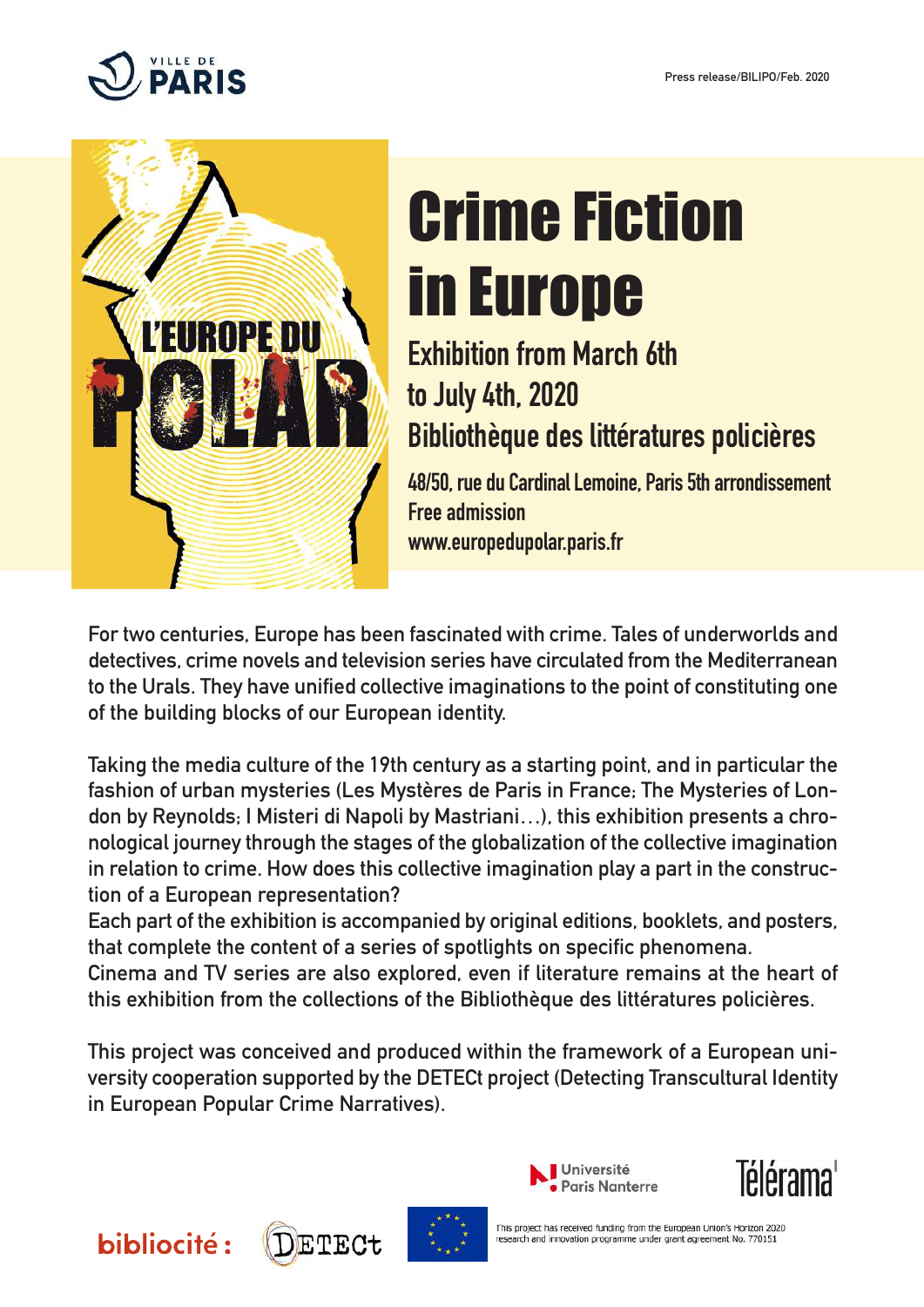VILLE DE PARIS

Press release/BILIPO/Feb. 2020

# Crime Fiction in Europe

## Exhibition from March 6th to July 4th, 2020
## Bibliothèque des littératures policières

**48/50, rue du Cardinal Lemoine, Paris 5th arrondissement**
**Free admission**
**www.europedupolar.paris.fr**

For two centuries, Europe has been fascinated with crime. Tales of underworlds and detectives, crime novels and television series have circulated from the Mediterranean to the Urals. They have unified collective imaginations to the point of constituting one of the building blocks of our European identity.

Taking the media culture of the 19th century as a starting point, and in particular the fashion of urban mysteries (Les Mystères de Paris in France; The Mysteries of London by Reynolds; I Misteri di Napoli by Mastriani…), this exhibition presents a chronological journey through the stages of the globalization of the collective imagination in relation to crime. How does this collective imagination play a part in the construction of a European representation?
Each part of the exhibition is accompanied by original editions, booklets, and posters, that complete the content of a series of spotlights on specific phenomena.
Cinema and TV series are also explored, even if literature remains at the heart of this exhibition from the collections of the Bibliothèque des littératures policières.

This project was conceived and produced within the framework of a European university cooperation supported by the DETECt project (Detecting Transcultural Identity in European Popular Crime Narratives).

Université Paris Nanterre — Télérama — bibliocité — DETECt

This project has received funding from the European Union's Horizon 2020 research and innovation programme under grant agreement No. 770151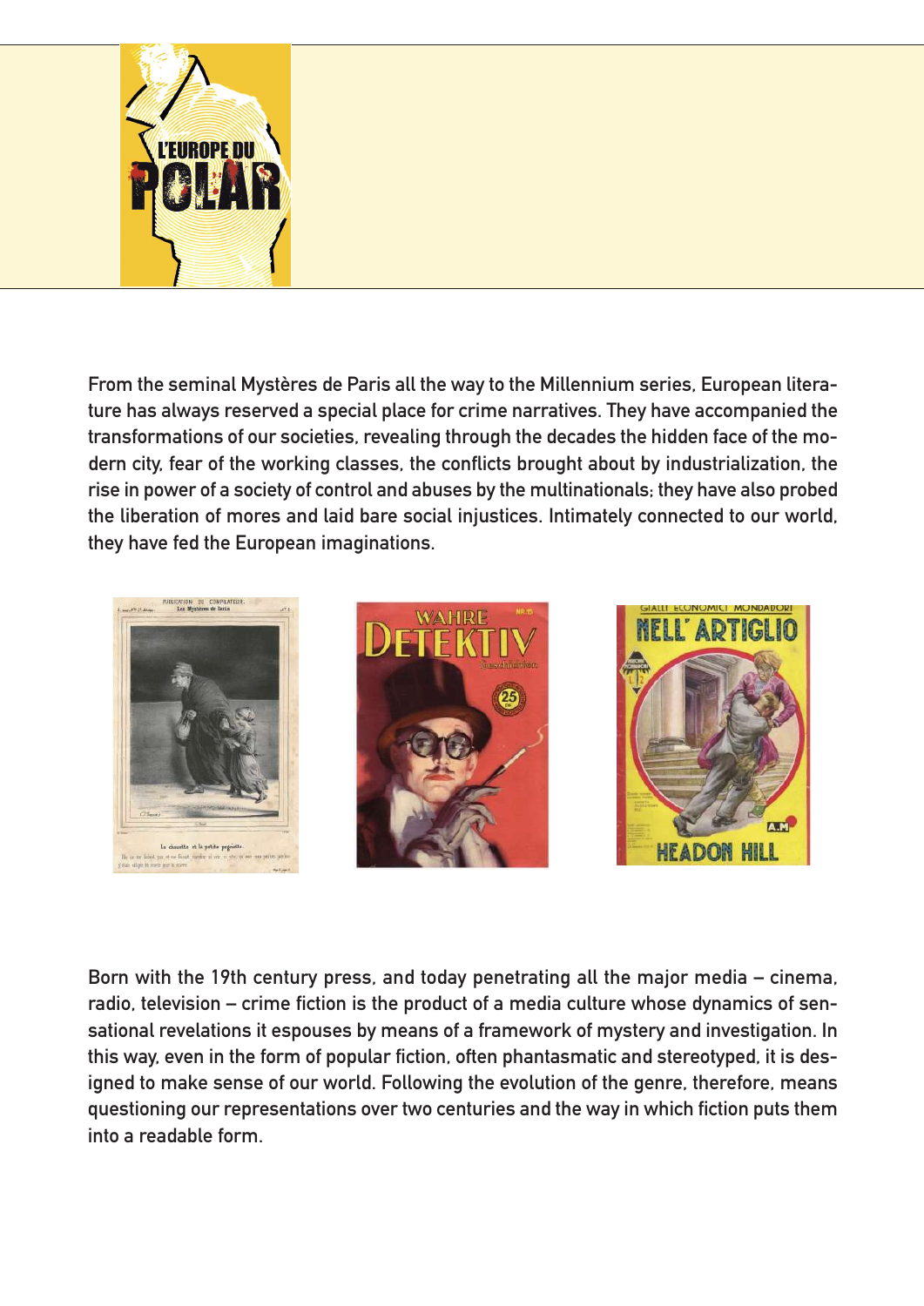From the seminal Mystères de Paris all the way to the Millennium series, European literature has always reserved a special place for crime narratives. They have accompanied the transformations of our societies, revealing through the decades the hidden face of the modern city, fear of the working classes, the conflicts brought about by industrialization, the rise in power of a society of control and abuses by the multinationals; they have also probed the liberation of mores and laid bare social injustices. Intimately connected to our world, they have fed the European imaginations.

Born with the 19th century press, and today penetrating all the major media – cinema, radio, television – crime fiction is the product of a media culture whose dynamics of sensational revelations it espouses by means of a framework of mystery and investigation. In this way, even in the form of popular fiction, often phantasmatic and stereotyped, it is designed to make sense of our world. Following the evolution of the genre, therefore, means questioning our representations over two centuries and the way in which fiction puts them into a readable form.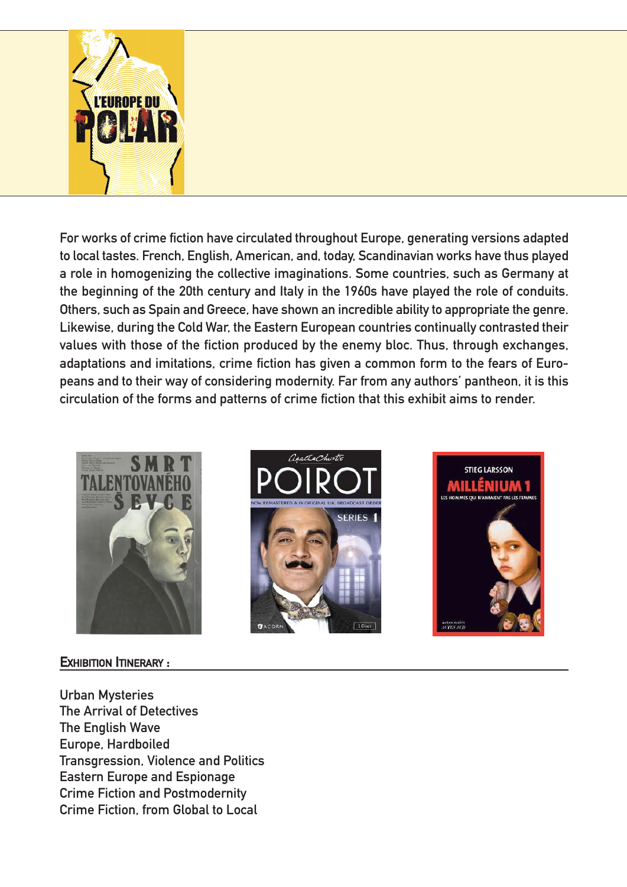For works of crime fiction have circulated throughout Europe, generating versions adapted to local tastes. French, English, American, and, today, Scandinavian works have thus played a role in homogenizing the collective imaginations. Some countries, such as Germany at the beginning of the 20th century and Italy in the 1960s have played the role of conduits. Others, such as Spain and Greece, have shown an incredible ability to appropriate the genre. Likewise, during the Cold War, the Eastern European countries continually contrasted their values with those of the fiction produced by the enemy bloc. Thus, through exchanges, adaptations and imitations, crime fiction has given a common form to the fears of Europeans and to their way of considering modernity. Far from any authors' pantheon, it is this circulation of the forms and patterns of crime fiction that this exhibit aims to render.

## Exhibition Itinerary :

Urban Mysteries
The Arrival of Detectives
The English Wave
Europe, Hardboiled
Transgression, Violence and Politics
Eastern Europe and Espionage
Crime Fiction and Postmodernity
Crime Fiction, from Global to Local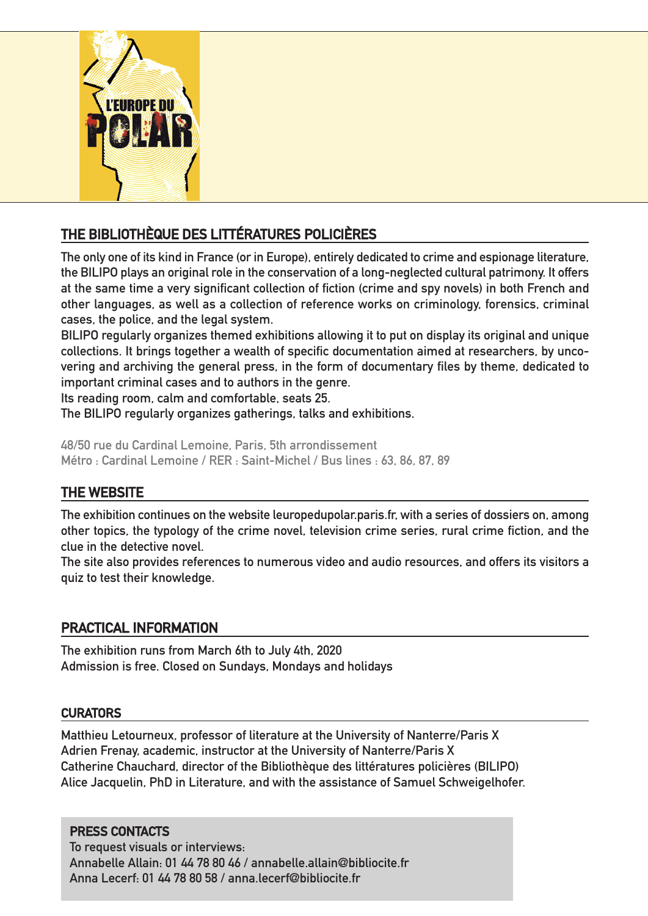## THE BIBLIOTHÈQUE DES LITTÉRATURES POLICIÈRES

The only one of its kind in France (or in Europe), entirely dedicated to crime and espionage literature, the BILIPO plays an original role in the conservation of a long-neglected cultural patrimony. It offers at the same time a very significant collection of fiction (crime and spy novels) in both French and other languages, as well as a collection of reference works on criminology, forensics, criminal cases, the police, and the legal system.

BILIPO regularly organizes themed exhibitions allowing it to put on display its original and unique collections. It brings together a wealth of specific documentation aimed at researchers, by uncovering and archiving the general press, in the form of documentary files by theme, dedicated to important criminal cases and to authors in the genre.

Its reading room, calm and comfortable, seats 25.

The BILIPO regularly organizes gatherings, talks and exhibitions.

48/50 rue du Cardinal Lemoine, Paris, 5th arrondissement
Métro : Cardinal Lemoine / RER : Saint-Michel / Bus lines : 63, 86, 87, 89

## THE WEBSITE

The exhibition continues on the website leuropedupolar.paris.fr, with a series of dossiers on, among other topics, the typology of the crime novel, television crime series, rural crime fiction, and the clue in the detective novel.

The site also provides references to numerous video and audio resources, and offers its visitors a quiz to test their knowledge.

## PRACTICAL INFORMATION

The exhibition runs from March 6th to July 4th, 2020
Admission is free. Closed on Sundays, Mondays and holidays

## CURATORS

Matthieu Letourneux, professor of literature at the University of Nanterre/Paris X
Adrien Frenay, academic, instructor at the University of Nanterre/Paris X
Catherine Chauchard, director of the Bibliothèque des littératures policières (BILIPO)
Alice Jacquelin, PhD in Literature, and with the assistance of Samuel Schweigelhofer.

**PRESS CONTACTS**

To request visuals or interviews:
Annabelle Allain: 01 44 78 80 46 / annabelle.allain@bibliocite.fr
Anna Lecerf: 01 44 78 80 58 / anna.lecerf@bibliocite.fr